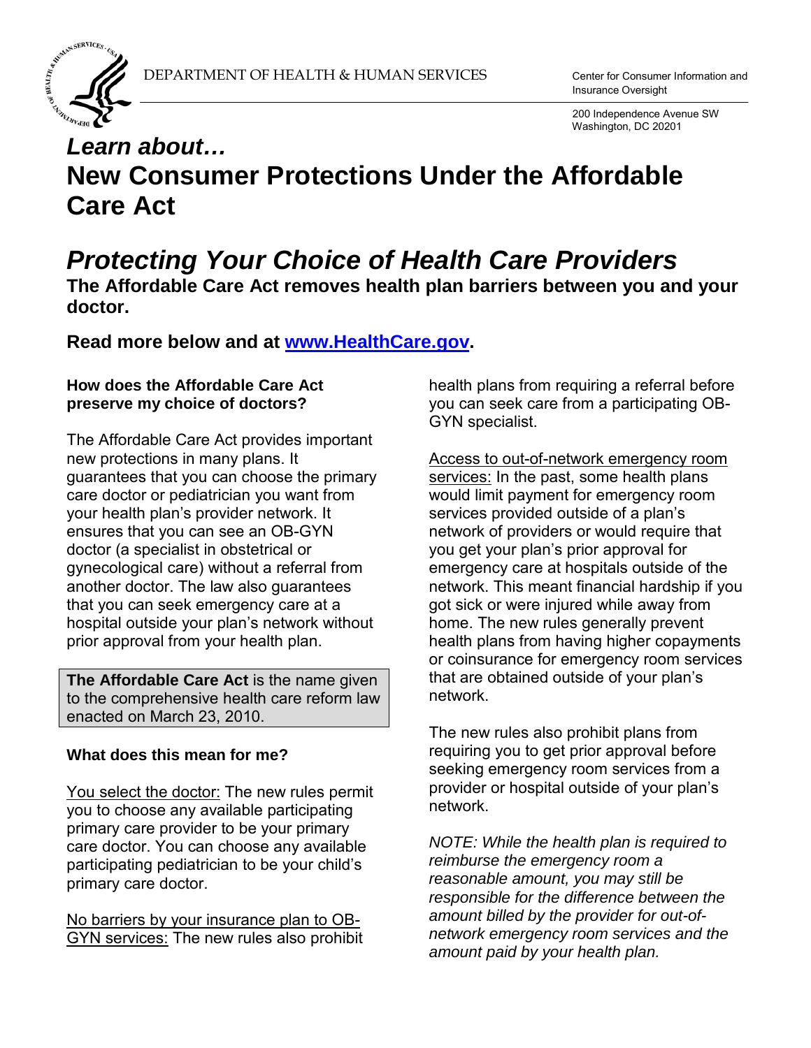DEPARTMENT OF HEALTH & HUMAN SERVICES

Center for Consumer Information and Insurance Oversight

200 Independence Avenue SW
Washington, DC 20201

***Learn about…***

# New Consumer Protections Under the Affordable Care Act

## *Protecting Your Choice of Health Care Providers*

**The Affordable Care Act removes health plan barriers between you and your doctor.**

**Read more below and at [www.HealthCare.gov](http://www.HealthCare.gov).**

### How does the Affordable Care Act preserve my choice of doctors?

The Affordable Care Act provides important new protections in many plans. It guarantees that you can choose the primary care doctor or pediatrician you want from your health plan's provider network. It ensures that you can see an OB-GYN doctor (a specialist in obstetrical or gynecological care) without a referral from another doctor. The law also guarantees that you can seek emergency care at a hospital outside your plan's network without prior approval from your health plan.

> **The Affordable Care Act** is the name given to the comprehensive health care reform law enacted on March 23, 2010.

### What does this mean for me?

<u>You select the doctor:</u> The new rules permit you to choose any available participating primary care provider to be your primary care doctor. You can choose any available participating pediatrician to be your child's primary care doctor.

<u>No barriers by your insurance plan to OB-GYN services:</u> The new rules also prohibit health plans from requiring a referral before you can seek care from a participating OB-GYN specialist.

<u>Access to out-of-network emergency room services:</u> In the past, some health plans would limit payment for emergency room services provided outside of a plan's network of providers or would require that you get your plan's prior approval for emergency care at hospitals outside of the network. This meant financial hardship if you got sick or were injured while away from home. The new rules generally prevent health plans from having higher copayments or coinsurance for emergency room services that are obtained outside of your plan's network.

The new rules also prohibit plans from requiring you to get prior approval before seeking emergency room services from a provider or hospital outside of your plan's network.

*NOTE: While the health plan is required to reimburse the emergency room a reasonable amount, you may still be responsible for the difference between the amount billed by the provider for out-of-network emergency room services and the amount paid by your health plan.*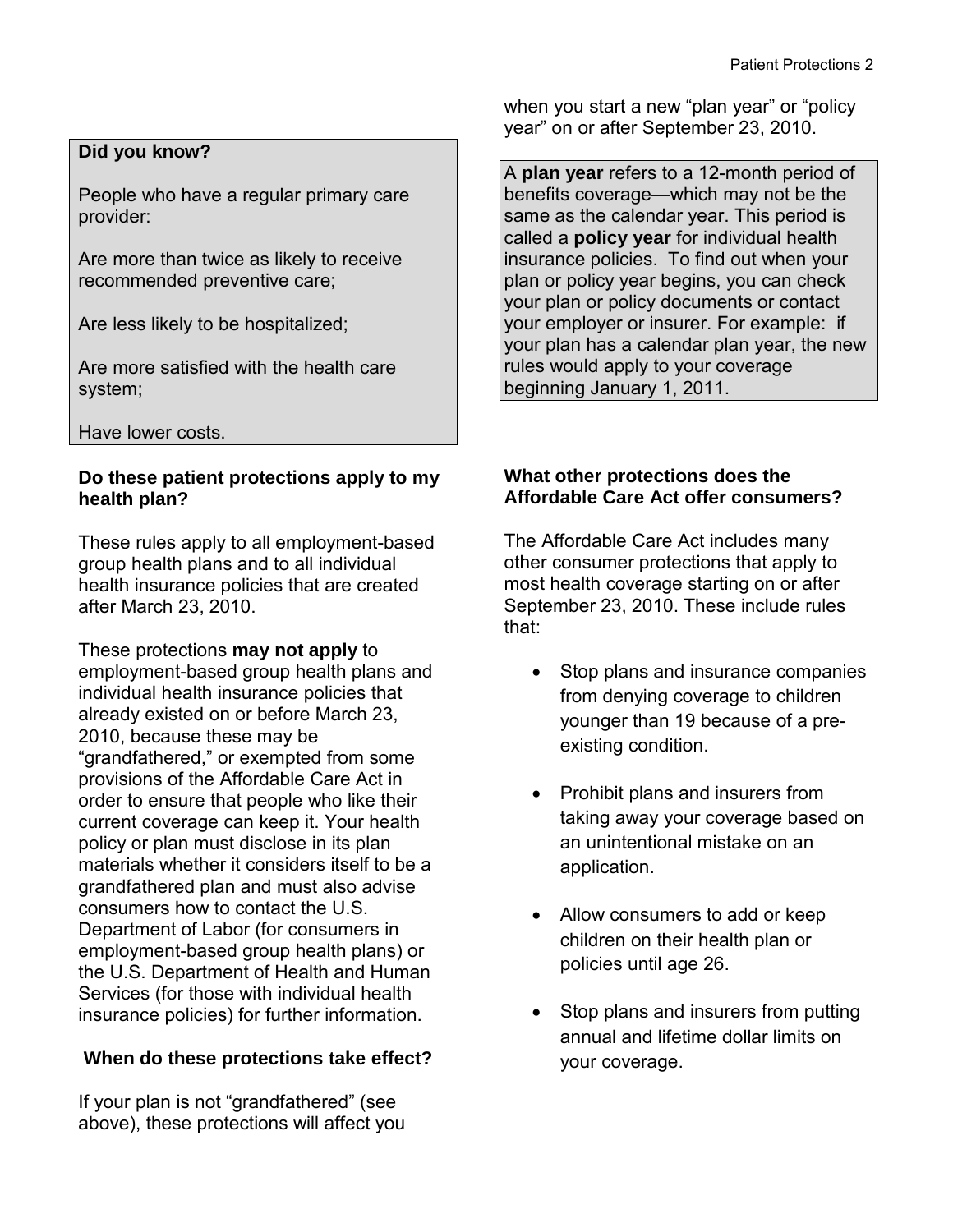**Did you know?**

People who have a regular primary care provider:

Are more than twice as likely to receive recommended preventive care;

Are less likely to be hospitalized;

Are more satisfied with the health care system;

Have lower costs.

### Do these patient protections apply to my health plan?

These rules apply to all employment-based group health plans and to all individual health insurance policies that are created after March 23, 2010.

These protections **may not apply** to employment-based group health plans and individual health insurance policies that already existed on or before March 23, 2010, because these may be "grandfathered," or exempted from some provisions of the Affordable Care Act in order to ensure that people who like their current coverage can keep it. Your health policy or plan must disclose in its plan materials whether it considers itself to be a grandfathered plan and must also advise consumers how to contact the U.S. Department of Labor (for consumers in employment-based group health plans) or the U.S. Department of Health and Human Services (for those with individual health insurance policies) for further information.

### When do these protections take effect?

If your plan is not "grandfathered" (see above), these protections will affect you when you start a new "plan year" or "policy year" on or after September 23, 2010.

A **plan year** refers to a 12-month period of benefits coverage—which may not be the same as the calendar year. This period is called a **policy year** for individual health insurance policies. To find out when your plan or policy year begins, you can check your plan or policy documents or contact your employer or insurer. For example: if your plan has a calendar plan year, the new rules would apply to your coverage beginning January 1, 2011.

### What other protections does the Affordable Care Act offer consumers?

The Affordable Care Act includes many other consumer protections that apply to most health coverage starting on or after September 23, 2010. These include rules that:

- Stop plans and insurance companies from denying coverage to children younger than 19 because of a pre-existing condition.
- Prohibit plans and insurers from taking away your coverage based on an unintentional mistake on an application.
- Allow consumers to add or keep children on their health plan or policies until age 26.
- Stop plans and insurers from putting annual and lifetime dollar limits on your coverage.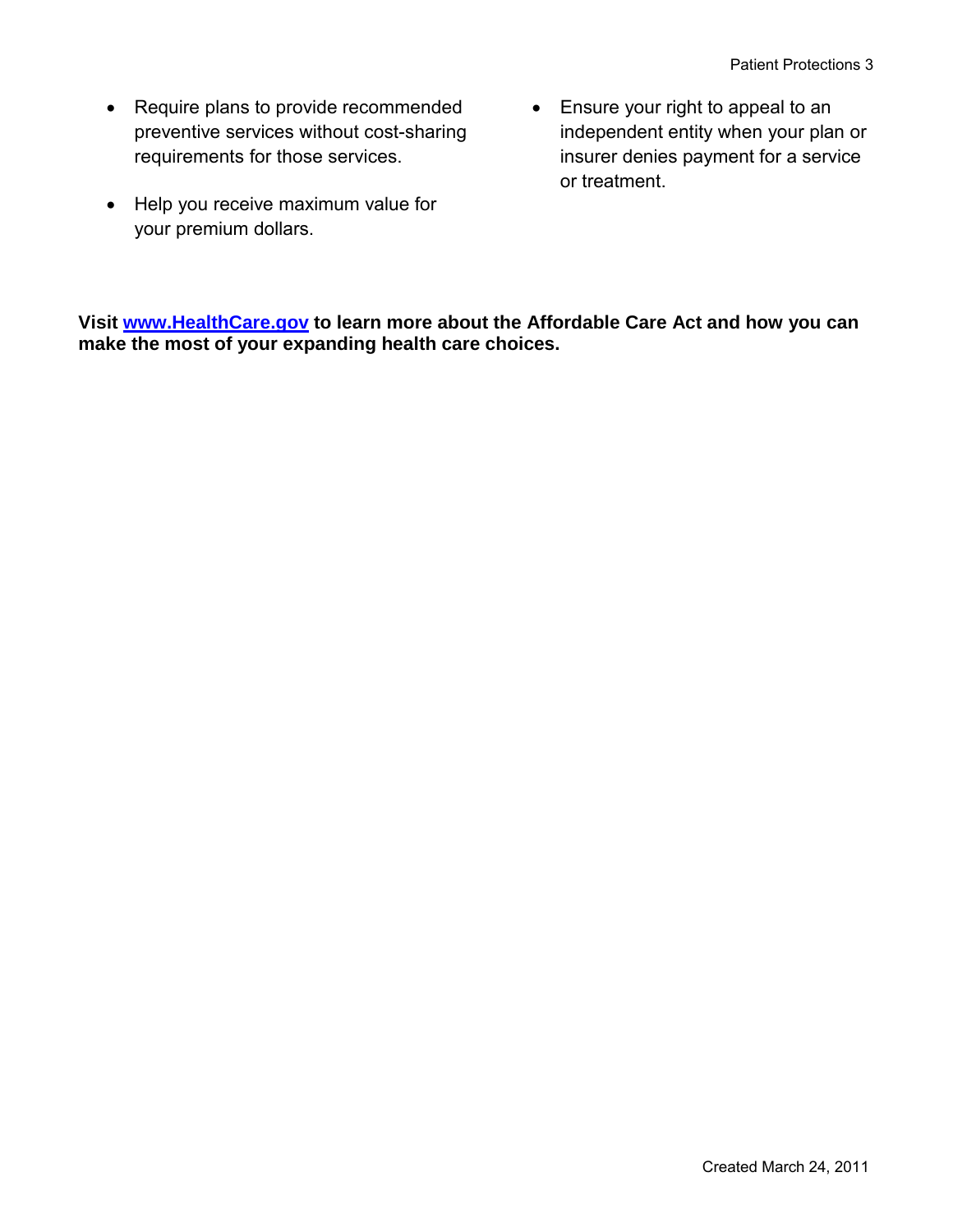- Require plans to provide recommended preventive services without cost-sharing requirements for those services.
- Help you receive maximum value for your premium dollars.
- Ensure your right to appeal to an independent entity when your plan or insurer denies payment for a service or treatment.

**Visit [www.HealthCare.gov](http://www.HealthCare.gov) to learn more about the Affordable Care Act and how you can make the most of your expanding health care choices.**

Created March 24, 2011